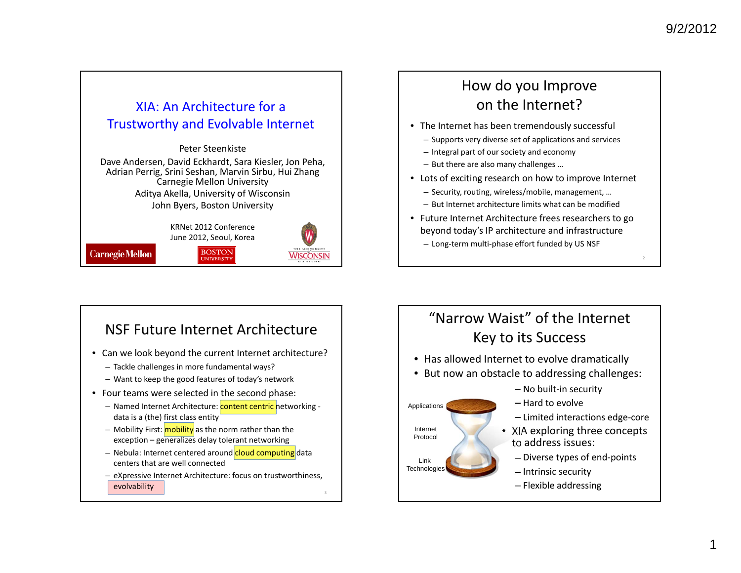## XIA: An Architecture for a Trustworthy and Evolvable Internet

Peter Steenkiste

Dave Andersen, David Eckhardt, Sara Kiesler, Jon Peha, Adrian Perrig, Srini Seshan, Marvin Sirbu, Hui Zhang
Carnegie Mellon University

Aditya Akella, University of Wisconsin

John Byers, Boston University

KRNet 2012 Conference
June 2012, Seoul, Korea

## How do you Improve on the Internet?

- The Internet has been tremendously successful
  - Supports very diverse set of applications and services
  - Integral part of our society and economy
  - But there are also many challenges …
- Lots of exciting research on how to improve Internet
  - Security, routing, wireless/mobile, management, …
  - But Internet architecture limits what can be modified
- Future Internet Architecture frees researchers to go beyond today's IP architecture and infrastructure
  - Long-term multi-phase effort funded by US NSF

## NSF Future Internet Architecture

- Can we look beyond the current Internet architecture?
  - Tackle challenges in more fundamental ways?
  - Want to keep the good features of today's network
- Four teams were selected in the second phase:
  - Named Internet Architecture: content centric networking - data is a (the) first class entity
  - Mobility First: mobility as the norm rather than the exception – generalizes delay tolerant networking
  - Nebula: Internet centered around cloud computing data centers that are well connected
  - eXpressive Internet Architecture: focus on trustworthiness, evolvability

## "Narrow Waist" of the Internet Key to its Success

- Has allowed Internet to evolve dramatically
- But now an obstacle to addressing challenges:
  - No built-in security
  - Hard to evolve
  - Limited interactions edge-core
- XIA exploring three concepts to address issues:
  - Diverse types of end-points
  - Intrinsic security
  - Flexible addressing

Applications

Internet Protocol

Link Technologies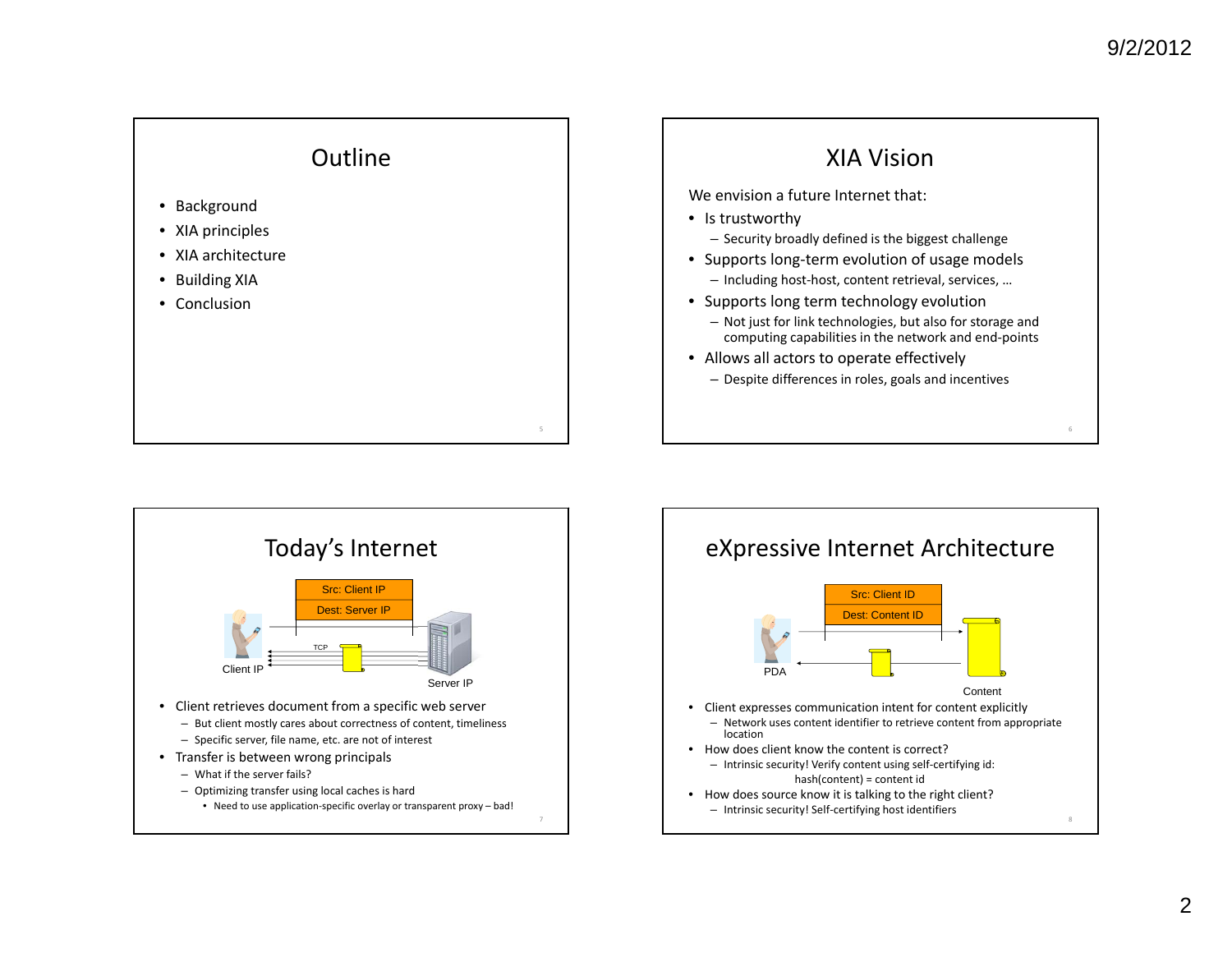## Outline

- Background
- XIA principles
- XIA architecture
- Building XIA
- Conclusion

## XIA Vision

We envision a future Internet that:

- Is trustworthy
  - Security broadly defined is the biggest challenge
- Supports long-term evolution of usage models
  - Including host-host, content retrieval, services, …
- Supports long term technology evolution
  - Not just for link technologies, but also for storage and computing capabilities in the network and end-points
- Allows all actors to operate effectively
  - Despite differences in roles, goals and incentives

## Today's Internet

Src: Client IP

Dest: Server IP

TCP

Client IP

Server IP

- Client retrieves document from a specific web server
  - But client mostly cares about correctness of content, timeliness
  - Specific server, file name, etc. are not of interest
- Transfer is between wrong principals
  - What if the server fails?
  - Optimizing transfer using local caches is hard
    - Need to use application-specific overlay or transparent proxy – bad!

## eXpressive Internet Architecture

Src: Client ID

Dest: Content ID

PDA

Content

- Client expresses communication intent for content explicitly
  - Network uses content identifier to retrieve content from appropriate location
- How does client know the content is correct?
  - Intrinsic security! Verify content using self-certifying id: hash(content) = content id
- How does source know it is talking to the right client?
  - Intrinsic security! Self-certifying host identifiers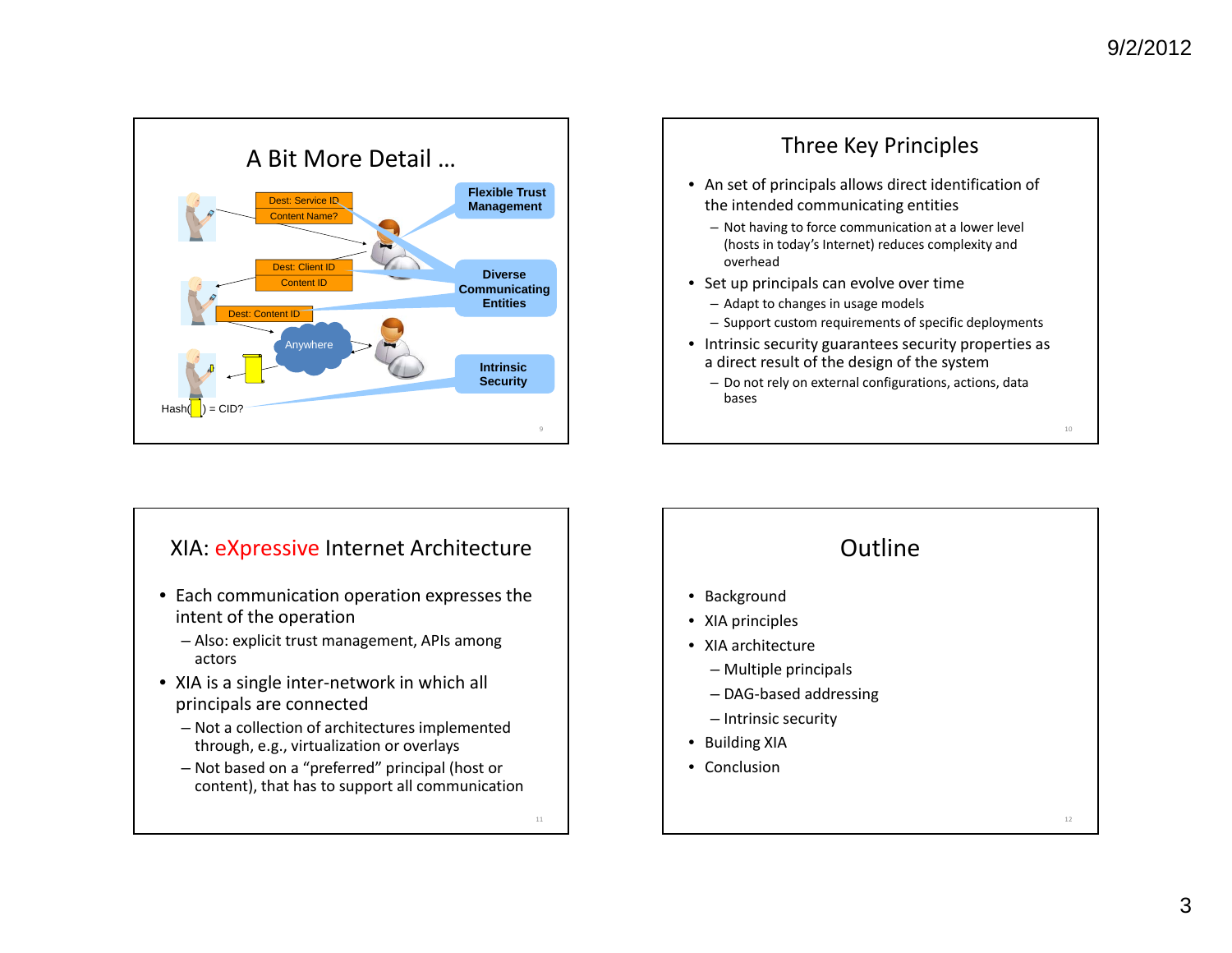## A Bit More Detail …

Dest: Service ID

Content Name?

Dest: Client ID

Content ID

Dest: Content ID

Anywhere

Hash( ) = CID?

**Flexible Trust Management**

**Diverse Communicating Entities**

**Intrinsic Security**

## Three Key Principles

- An set of principals allows direct identification of the intended communicating entities
  - Not having to force communication at a lower level (hosts in today's Internet) reduces complexity and overhead
- Set up principals can evolve over time
  - Adapt to changes in usage models
  - Support custom requirements of specific deployments
- Intrinsic security guarantees security properties as a direct result of the design of the system
  - Do not rely on external configurations, actions, data bases

## XIA: eXpressive Internet Architecture

- Each communication operation expresses the intent of the operation
  - Also: explicit trust management, APIs among actors
- XIA is a single inter-network in which all principals are connected
  - Not a collection of architectures implemented through, e.g., virtualization or overlays
  - Not based on a "preferred" principal (host or content), that has to support all communication

## Outline

- Background
- XIA principles
- XIA architecture
  - Multiple principals
  - DAG-based addressing
  - Intrinsic security
- Building XIA
- Conclusion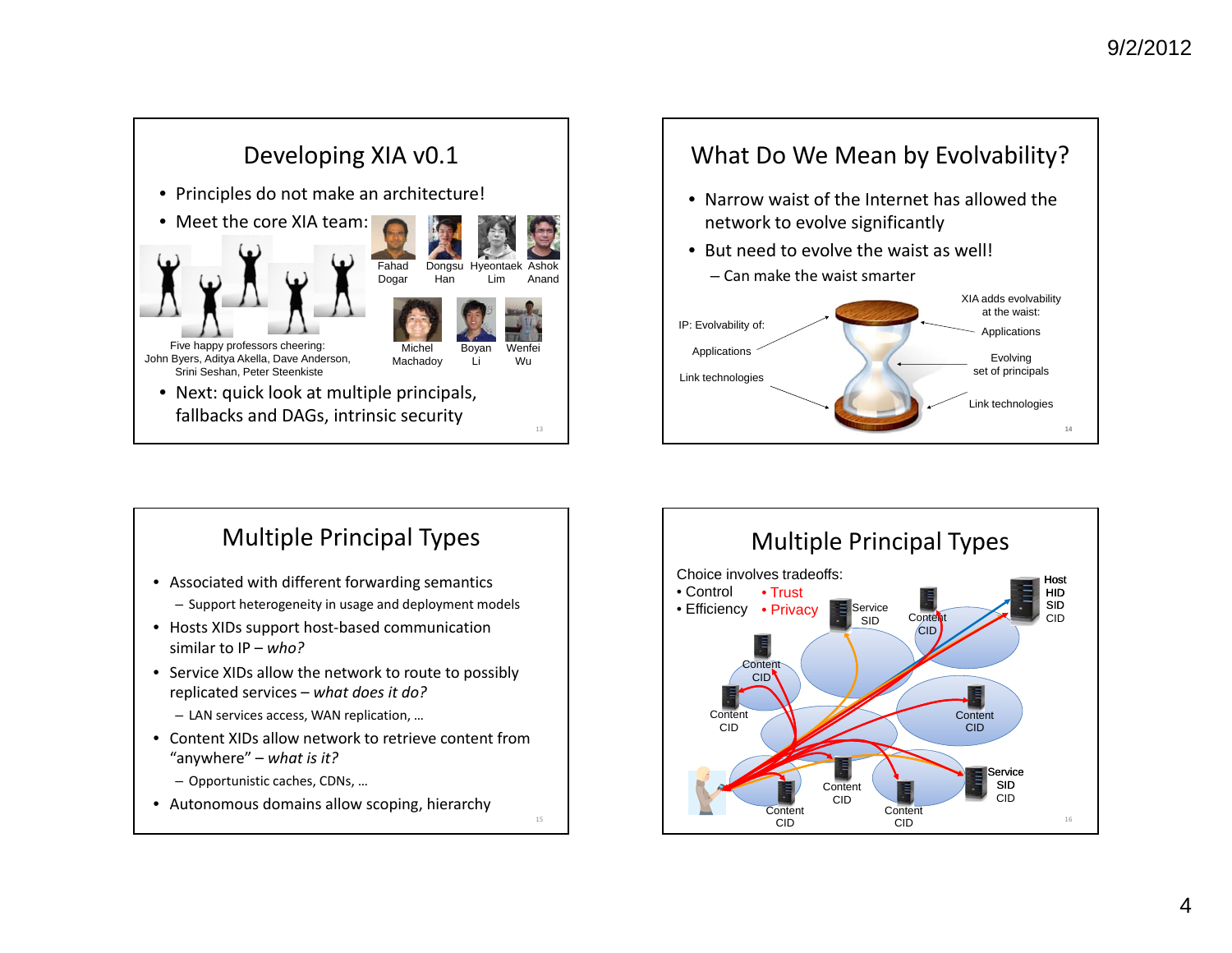## Developing XIA v0.1

- Principles do not make an architecture!
- Meet the core XIA team:

Fahad Dogar, Dongsu Han, Hyeontaek Lim, Ashok Anand, Michel Machadoy, Boyan Li, Wenfei Wu

Five happy professors cheering: John Byers, Aditya Akella, Dave Anderson, Srini Seshan, Peter Steenkiste

- Next: quick look at multiple principals, fallbacks and DAGs, intrinsic security

## What Do We Mean by Evolvability?

- Narrow waist of the Internet has allowed the network to evolve significantly
- But need to evolve the waist as well!
  - Can make the waist smarter

IP: Evolvability of: Applications, Link technologies

XIA adds evolvability at the waist: Applications, Evolving set of principals, Link technologies

## Multiple Principal Types

- Associated with different forwarding semantics
  - Support heterogeneity in usage and deployment models
- Hosts XIDs support host-based communication similar to IP – *who?*
- Service XIDs allow the network to route to possibly replicated services – *what does it do?*
  - LAN services access, WAN replication, …
- Content XIDs allow network to retrieve content from "anywhere" – *what is it?*
  - Opportunistic caches, CDNs, …
- Autonomous domains allow scoping, hierarchy

## Multiple Principal Types

Choice involves tradeoffs:

- Control
- Efficiency
- Trust
- Privacy

Host HID SID CID; Service SID; Content CID; Content CID; Content CID; Content CID; Content CID; Content CID; Content CID; Service SID CID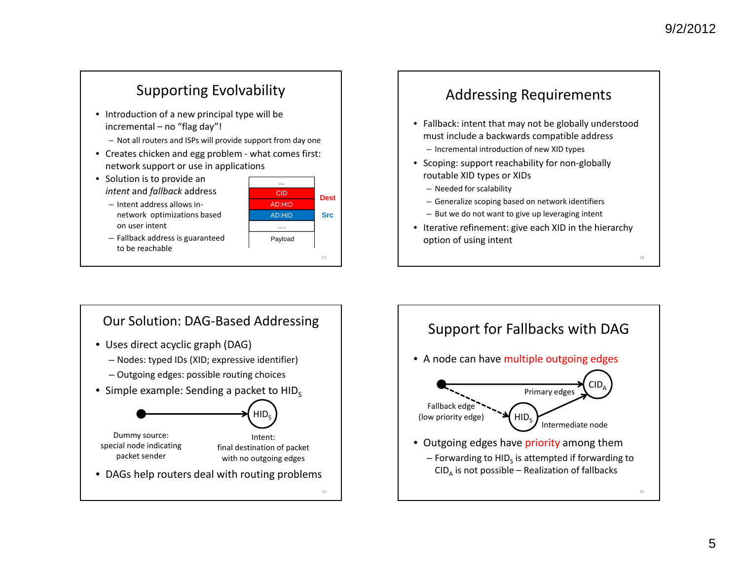## Supporting Evolvability

- Introduction of a new principal type will be incremental – no "flag day"!
  - Not all routers and ISPs will provide support from day one
- Creates chicken and egg problem - what comes first: network support or use in applications
- Solution is to provide an *intent* and *fallback* address
  - Intent address allows in-network optimizations based on user intent
  - Fallback address is guaranteed to be reachable

| |
|---|
| .... |
| CID |
| AD:HID |
| AD:HID |
| .... |
| Payload |

Dest: CID, AD:HID
Src: AD:HID

## Addressing Requirements

- Fallback: intent that may not be globally understood must include a backwards compatible address
  - Incremental introduction of new XID types
- Scoping: support reachability for non-globally routable XID types or XIDs
  - Needed for scalability
  - Generalize scoping based on network identifiers
  - But we do not want to give up leveraging intent
- Iterative refinement: give each XID in the hierarchy option of using intent

## Our Solution: DAG-Based Addressing

- Uses direct acyclic graph (DAG)
  - Nodes: typed IDs (XID; expressive identifier)
  - Outgoing edges: possible routing choices
- Simple example: Sending a packet to $HID_S$

Dummy source: special node indicating packet sender → $HID_S$ (Intent: final destination of packet with no outgoing edges)

- DAGs help routers deal with routing problems

## Support for Fallbacks with DAG

- A node can have multiple outgoing edges

Primary edges: source → $CID_A$; $HID_S$ (Intermediate node) → $CID_A$
Fallback edge (low priority edge): source → $HID_S$

- Outgoing edges have priority among them
  - Forwarding to $HID_S$ is attempted if forwarding to $CID_A$ is not possible – Realization of fallbacks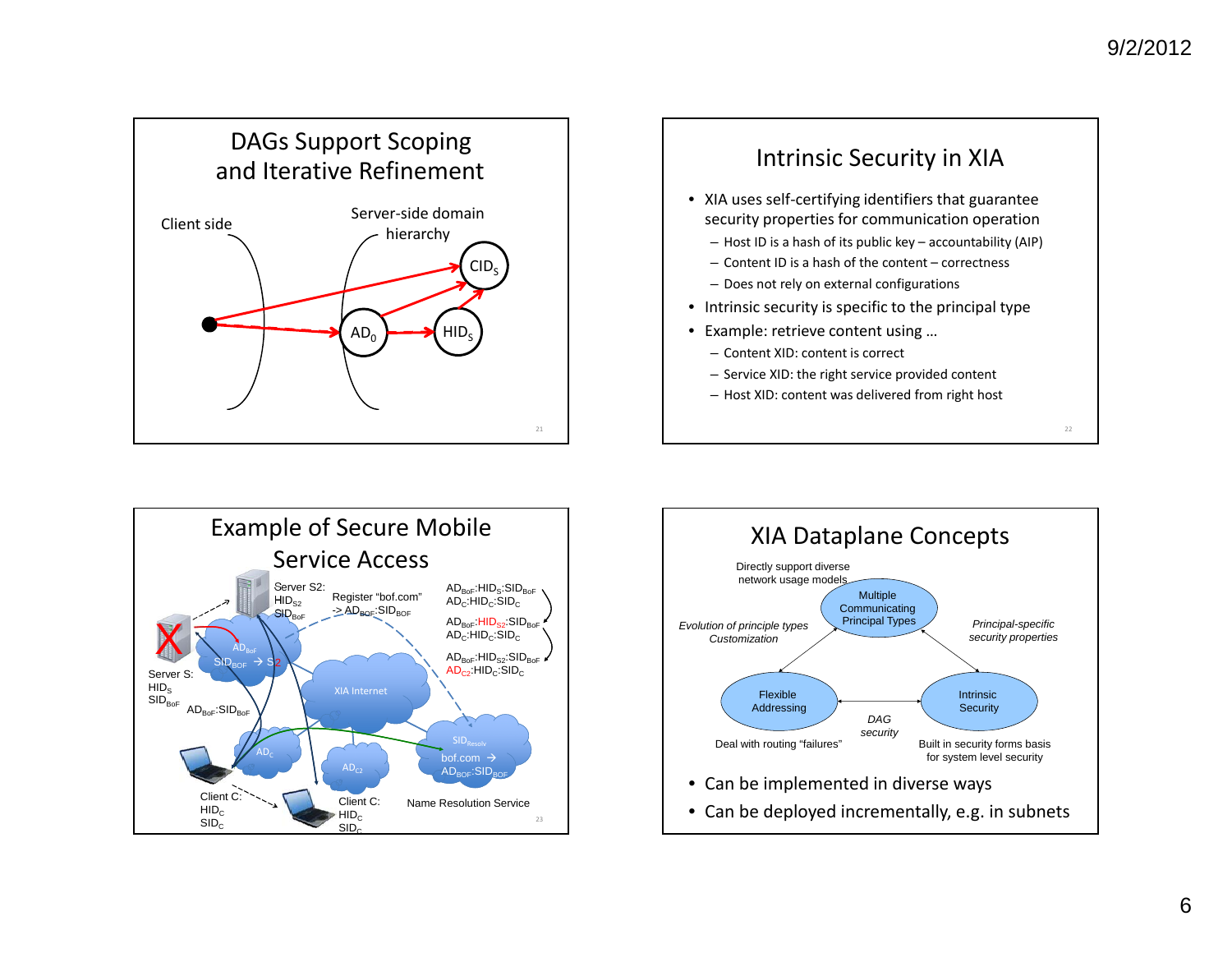## DAGs Support Scoping and Iterative Refinement

Client side

Server-side domain hierarchy

$CID_S$

$AD_0$

$HID_S$

## Intrinsic Security in XIA

- XIA uses self-certifying identifiers that guarantee security properties for communication operation
  - Host ID is a hash of its public key – accountability (AIP)
  - Content ID is a hash of the content – correctness
  - Does not rely on external configurations
- Intrinsic security is specific to the principal type
- Example: retrieve content using …
  - Content XID: content is correct
  - Service XID: the right service provided content
  - Host XID: content was delivered from right host

## Example of Secure Mobile Service Access

Server S2: $HID_{S2}$ $SID_{BoF}$

Register “bof.com” -> $AD_{BOF}$:$SID_{BOF}$

$AD_{BoF}$:$HID_S$:$SID_{BoF}$
$AD_C$:$HID_C$:$SID_C$

$AD_{BoF}$:$HID_{S2}$:$SID_{BoF}$
$AD_C$:$HID_C$:$SID_C$

$AD_{BoF}$:$HID_{S2}$:$SID_{BoF}$
$AD_{C2}$:$HID_C$:$SID_C$

$AD_{BoF}$

$SID_{BOF}$ → S2

Server S: $HID_S$ $SID_{BoF}$

$AD_{BoF}$:$SID_{BoF}$

XIA Internet

$AD_C$

$AD_{C2}$

$SID_{Resolv}$
bof.com →
$AD_{BOF}$:$SID_{BOF}$

Client C: $HID_C$ $SID_C$

Client C: $HID_C$ $SID_C$

Name Resolution Service

## XIA Dataplane Concepts

Directly support diverse network usage models

Multiple Communicating Principal Types

*Evolution of principle types Customization*

*Principal-specific security properties*

Flexible Addressing

Intrinsic Security

*DAG security*

Deal with routing “failures”

Built in security forms basis for system level security

- Can be implemented in diverse ways
- Can be deployed incrementally, e.g. in subnets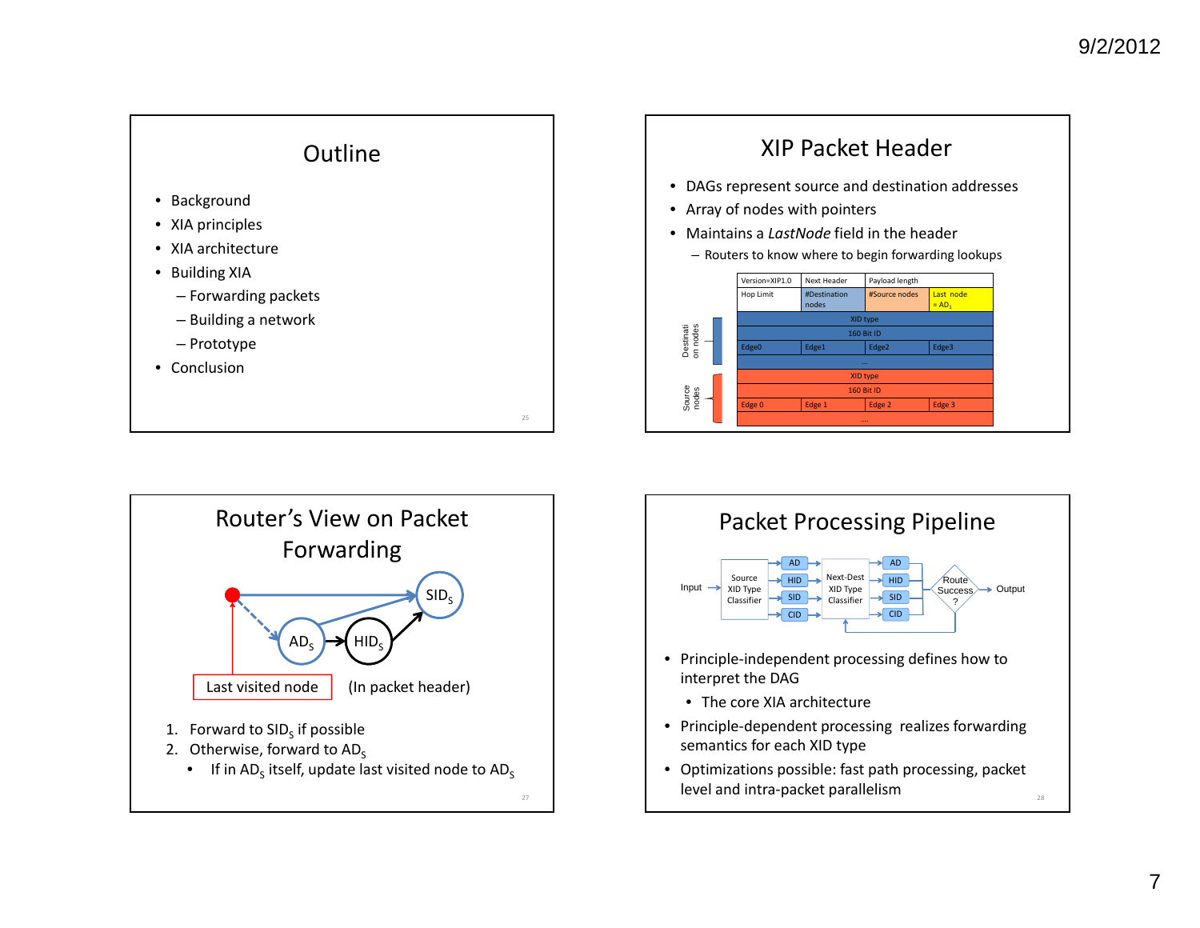## Outline

- Background
- XIA principles
- XIA architecture
- Building XIA
  - Forwarding packets
  - Building a network
  - Prototype
- Conclusion

## XIP Packet Header

- DAGs represent source and destination addresses
- Array of nodes with pointers
- Maintains a *LastNode* field in the header
  - Routers to know where to begin forwarding lookups

| Version=XIP1.0 | Next Header | Payload length | |
|---|---|---|---|
| Hop Limit | #Destination nodes | #Source nodes | Last node = $AD_1$ |
| XID type | | | |
| 160 Bit ID | | | |
| Edge0 | Edge1 | Edge2 | Edge3 |
| ... | | | |
| XID type | | | |
| 160 Bit ID | | | |
| Edge 0 | Edge 1 | Edge 2 | Edge 3 |
| .... | | | |

(Destination nodes: first block; Source nodes: second block)

## Router's View on Packet Forwarding

Last visited node — (In packet header)

$AD_S$ → $HID_S$ → $SID_S$

1. Forward to $SID_S$ if possible
2. Otherwise, forward to $AD_S$
   - If in $AD_S$ itself, update last visited node to $AD_S$

## Packet Processing Pipeline

Input → Source XID Type Classifier → AD / HID / SID / CID → Next-Dest XID Type Classifier → AD / HID / SID / CID → Route Success? → Output

- Principle-independent processing defines how to interpret the DAG
  - The core XIA architecture
- Principle-dependent processing realizes forwarding semantics for each XID type
- Optimizations possible: fast path processing, packet level and intra-packet parallelism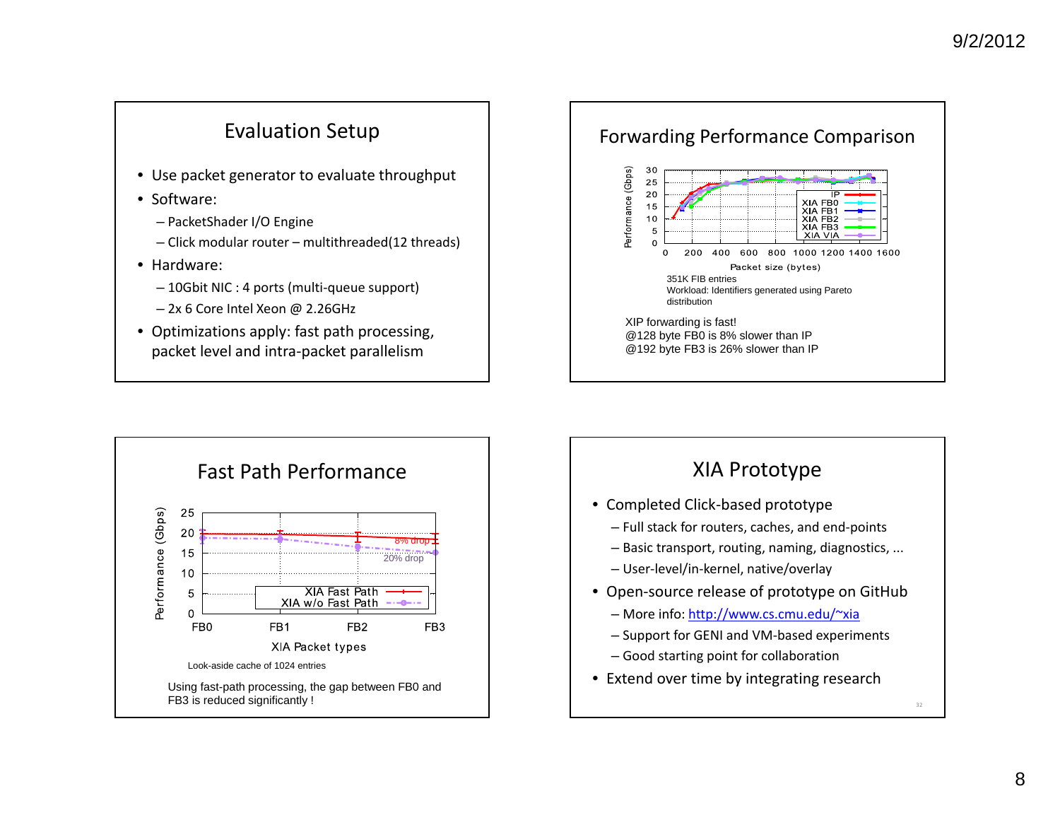## Evaluation Setup

- Use packet generator to evaluate throughput
- Software:
  - PacketShader I/O Engine
  - Click modular router – multithreaded(12 threads)
- Hardware:
  - 10Gbit NIC : 4 ports (multi-queue support)
  - 2x 6 Core Intel Xeon @ 2.26GHz
- Optimizations apply: fast path processing, packet level and intra-packet parallelism

## Forwarding Performance Comparison

Performance (Gbps) vs. Packet size (bytes) — IP, XIA FB0, XIA FB1, XIA FB2, XIA FB3, XIA VIA

351K FIB entries
Workload: Identifiers generated using Pareto distribution

XIP forwarding is fast!
@128 byte FB0 is 8% slower than IP
@192 byte FB3 is 26% slower than IP

## Fast Path Performance

Performance (Gbps) vs. XIA Packet types (FB0, FB1, FB2, FB3) — XIA Fast Path (8% drop), XIA w/o Fast Path (20% drop)

Look-aside cache of 1024 entries

Using fast-path processing, the gap between FB0 and FB3 is reduced significantly !

## XIA Prototype

- Completed Click-based prototype
  - Full stack for routers, caches, and end-points
  - Basic transport, routing, naming, diagnostics, ...
  - User-level/in-kernel, native/overlay
- Open-source release of prototype on GitHub
  - More info: http://www.cs.cmu.edu/~xia
  - Support for GENI and VM-based experiments
  - Good starting point for collaboration
- Extend over time by integrating research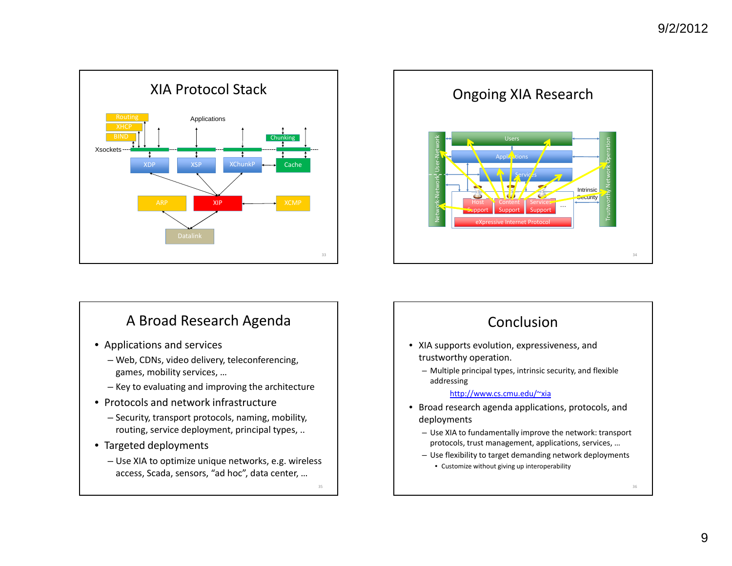## XIA Protocol Stack

Routing
XHCP
BIND
Applications
Chunking
Xsockets
XDP
XSP
XChunkP
Cache
ARP
XIP
XCMP
Datalink

## Ongoing XIA Research

Users
Applications
Services
Host Support
Content Support
Services Support
…
eXpressive Internet Protocol
Intrinsic Security
Network-Network User-Network
Trustworthy Network Operation

## A Broad Research Agenda

- Applications and services
  - Web, CDNs, video delivery, teleconferencing, games, mobility services, …
  - Key to evaluating and improving the architecture
- Protocols and network infrastructure
  - Security, transport protocols, naming, mobility, routing, service deployment, principal types, ..
- Targeted deployments
  - Use XIA to optimize unique networks, e.g. wireless access, Scada, sensors, "ad hoc", data center, …

## Conclusion

- XIA supports evolution, expressiveness, and trustworthy operation.
  - Multiple principal types, intrinsic security, and flexible addressing

    http://www.cs.cmu.edu/~xia
- Broad research agenda applications, protocols, and deployments
  - Use XIA to fundamentally improve the network: transport protocols, trust management, applications, services, …
  - Use flexibility to target demanding network deployments
    - Customize without giving up interoperability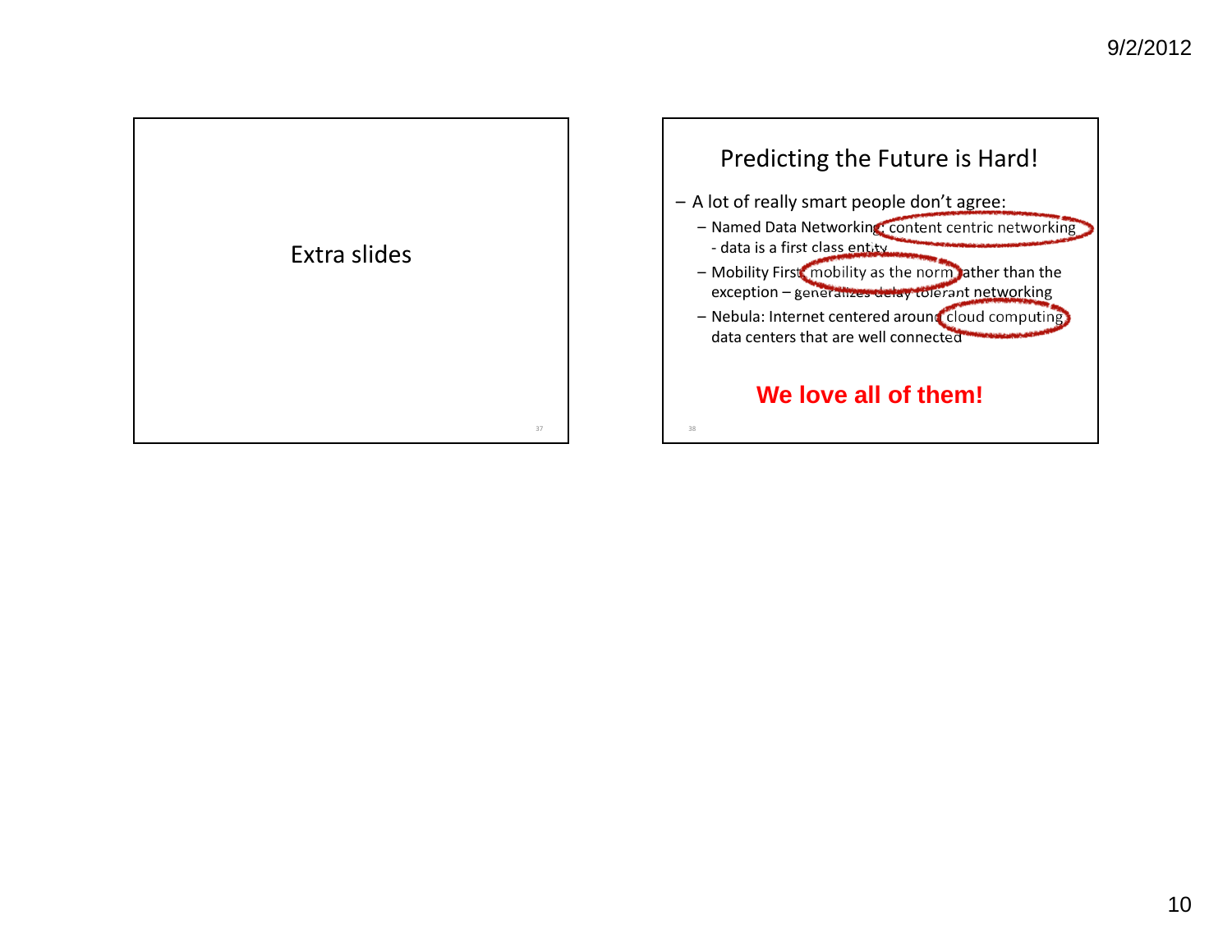Extra slides

## Predicting the Future is Hard!

- A lot of really smart people don't agree:
  - Named Data Networking: content centric networking - data is a first class entity
  - Mobility First: mobility as the norm rather than the exception – generalizes delay tolerant networking
  - Nebula: Internet centered around cloud computing data centers that are well connected

**We love all of them!**